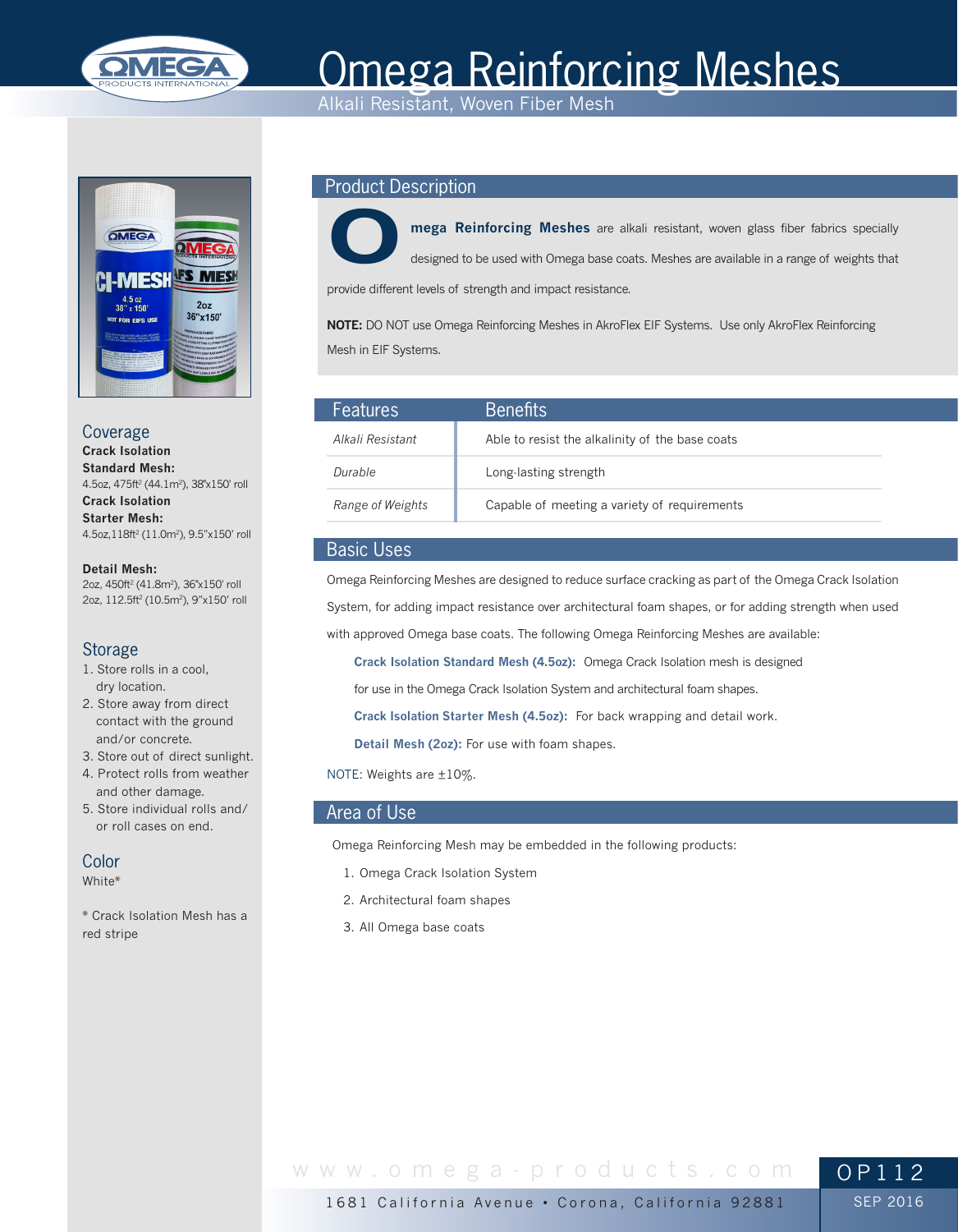# Omega Reinforcing Meshes

Alkali Resistant, Woven Fiber Mesh

## Coverage

**Crack Isolation Standard Mesh:**
4.5oz, 475ft² (44.1m²), 38"x150' roll

**Crack Isolation Starter Mesh:**
4.5oz,118ft² (11.0m²), 9.5"x150' roll

**Detail Mesh:**
2oz, 450ft² (41.8m²), 36"x150' roll
2oz, 112.5ft² (10.5m²), 9"x150' roll

## Storage

1. Store rolls in a cool, dry location.
2. Store away from direct contact with the ground and/or concrete.
3. Store out of direct sunlight.
4. Protect rolls from weather and other damage.
5. Store individual rolls and/or roll cases on end.

## Color

White*

\* Crack Isolation Mesh has a red stripe

## Product Description

**Omega Reinforcing Meshes** are alkali resistant, woven glass fiber fabrics specially designed to be used with Omega base coats. Meshes are available in a range of weights that provide different levels of strength and impact resistance.

**NOTE:** DO NOT use Omega Reinforcing Meshes in AkroFlex EIF Systems. Use only AkroFlex Reinforcing Mesh in EIF Systems.

| Features | Benefits |
|---|---|
| *Alkali Resistant* | Able to resist the alkalinity of the base coats |
| *Durable* | Long-lasting strength |
| *Range of Weights* | Capable of meeting a variety of requirements |

## Basic Uses

Omega Reinforcing Meshes are designed to reduce surface cracking as part of the Omega Crack Isolation System, for adding impact resistance over architectural foam shapes, or for adding strength when used with approved Omega base coats. The following Omega Reinforcing Meshes are available:

**Crack Isolation Standard Mesh (4.5oz):** Omega Crack Isolation mesh is designed for use in the Omega Crack Isolation System and architectural foam shapes.

**Crack Isolation Starter Mesh (4.5oz):** For back wrapping and detail work.

**Detail Mesh (2oz):** For use with foam shapes.

NOTE: Weights are ±10%.

## Area of Use

Omega Reinforcing Mesh may be embedded in the following products:

1. Omega Crack Isolation System
2. Architectural foam shapes
3. All Omega base coats

www.omega-products.com

1681 California Avenue • Corona, California 92881

OP112

SEP 2016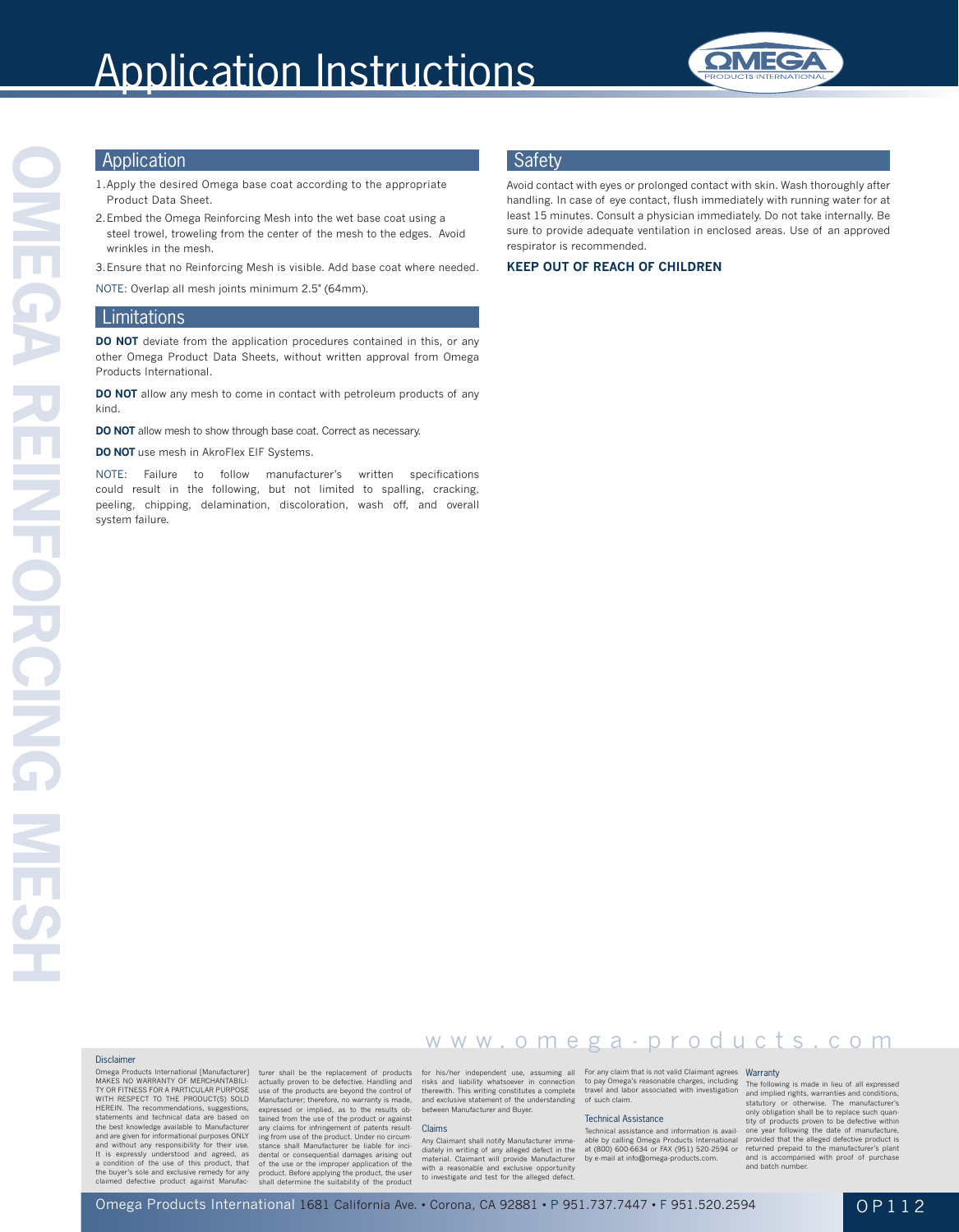# Application Instructions

# OMEGA REINFORCING MESH

## Application

1. Apply the desired Omega base coat according to the appropriate Product Data Sheet.
2. Embed the Omega Reinforcing Mesh into the wet base coat using a steel trowel, troweling from the center of the mesh to the edges. Avoid wrinkles in the mesh.
3. Ensure that no Reinforcing Mesh is visible. Add base coat where needed.

NOTE: Overlap all mesh joints minimum 2.5" (64mm).

## Limitations

**DO NOT** deviate from the application procedures contained in this, or any other Omega Product Data Sheets, without written approval from Omega Products International.

**DO NOT** allow any mesh to come in contact with petroleum products of any kind.

**DO NOT** allow mesh to show through base coat. Correct as necessary.

**DO NOT** use mesh in AkroFlex EIF Systems.

NOTE: Failure to follow manufacturer's written specifications could result in the following, but not limited to spalling, cracking, peeling, chipping, delamination, discoloration, wash off, and overall system failure.

## Safety

Avoid contact with eyes or prolonged contact with skin. Wash thoroughly after handling. In case of eye contact, flush immediately with running water for at least 15 minutes. Consult a physician immediately. Do not take internally. Be sure to provide adequate ventilation in enclosed areas. Use of an approved respirator is recommended.

**KEEP OUT OF REACH OF CHILDREN**

www.omega-products.com

### Disclaimer

Omega Products International [Manufacturer] MAKES NO WARRANTY OF MERCHANTABILITY OR FITNESS FOR A PARTICULAR PURPOSE WITH RESPECT TO THE PRODUCT(S) SOLD HEREIN. The recommendations, suggestions, statements and technical data are based on the best knowledge available to Manufacturer and are given for informational purposes ONLY and without any responsibility for their use. It is expressly understood and agreed, as a condition of the use of this product, that the buyer's sole and exclusive remedy for any claimed defective product against Manufacturer shall be the replacement of products actually proven to be defective. Handling and use of the products are beyond the control of Manufacturer; therefore, no warranty is made, expressed or implied, as to the results obtained from the use of the product or against any claims for infringement of patents resulting from use of the product. Under no circumstance shall Manufacturer be liable for incidental or consequential damages arising out of the use or the improper application of the product. Before applying the product, the user shall determine the suitability of the product for his/her independent use, assuming all risks and liability whatsoever in connection therewith. This writing constitutes a complete and exclusive statement of the understanding between Manufacturer and Buyer.

### Claims

Any Claimant shall notify Manufacturer immediately in writing of any alleged defect in the material. Claimant will provide Manufacturer with a reasonable and exclusive opportunity to investigate and test for the alleged defect. For any claim that is not valid Claimant agrees to pay Omega's reasonable charges, including travel and labor associated with investigation of such claim.

### Technical Assistance

Technical assistance and information is available by calling Omega Products International at (800) 600-6634 or FAX (951) 520-2594 or by e-mail at info@omega-products.com.

### Warranty

The following is made in lieu of all expressed and implied rights, warranties and conditions, statutory or otherwise. The manufacturer's only obligation shall be to replace such quantity of products proven to be defective within one year following the date of manufacture, provided that the alleged defective product is returned prepaid to the manufacturer's plant and is accompanied with proof of purchase and batch number.

Omega Products International 1681 California Ave. • Corona, CA 92881 • P 951.737.7447 • F 951.520.2594

OP112